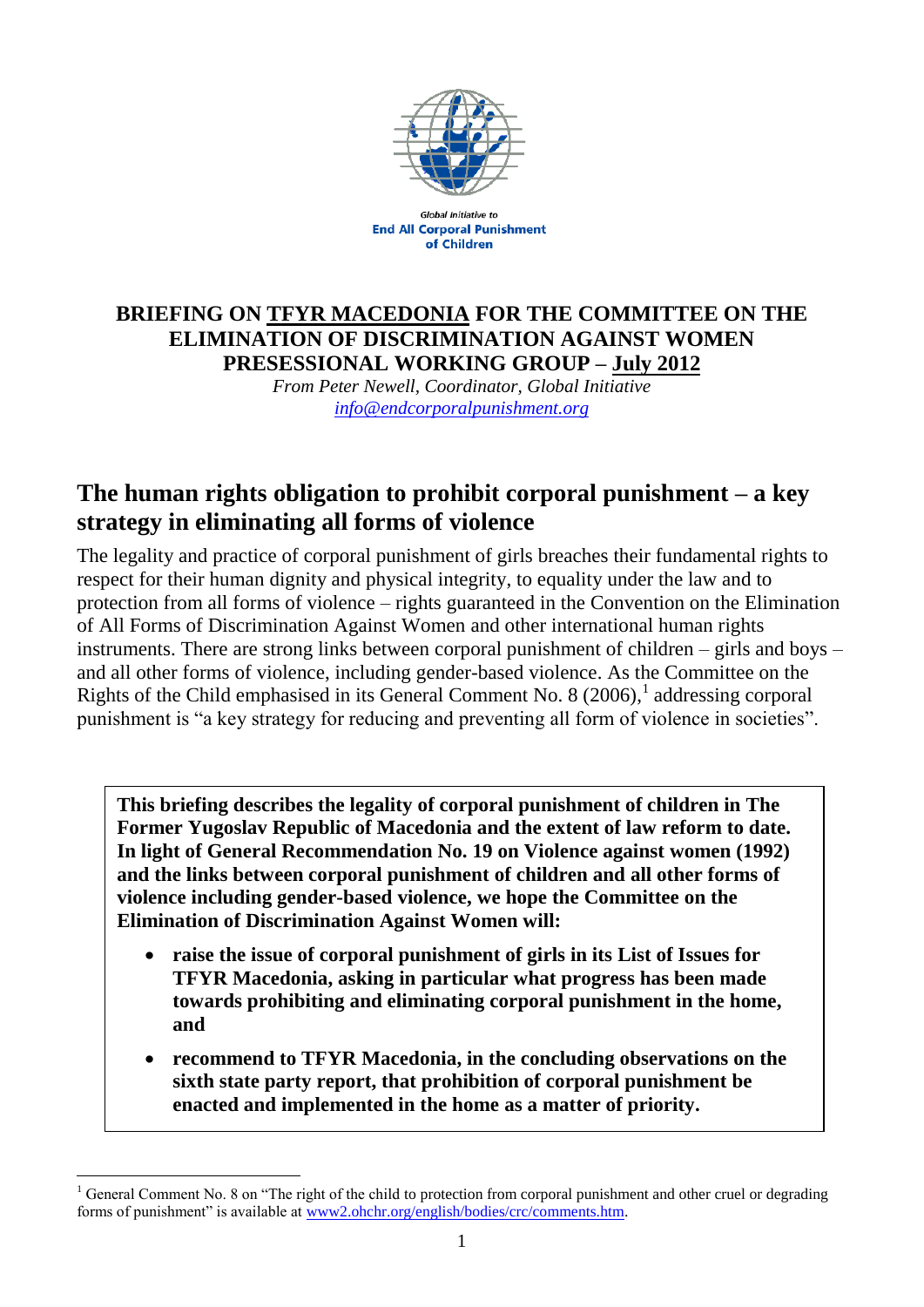Global Initiative to
**End All Corporal Punishment of Children**

**BRIEFING ON TFYR MACEDONIA FOR THE COMMITTEE ON THE ELIMINATION OF DISCRIMINATION AGAINST WOMEN PRESESSIONAL WORKING GROUP – July 2012**

*From Peter Newell, Coordinator, Global Initiative*
*info@endcorporalpunishment.org*

## The human rights obligation to prohibit corporal punishment – a key strategy in eliminating all forms of violence

The legality and practice of corporal punishment of girls breaches their fundamental rights to respect for their human dignity and physical integrity, to equality under the law and to protection from all forms of violence – rights guaranteed in the Convention on the Elimination of All Forms of Discrimination Against Women and other international human rights instruments. There are strong links between corporal punishment of children – girls and boys – and all other forms of violence, including gender-based violence. As the Committee on the Rights of the Child emphasised in its General Comment No. 8 (2006),[1] addressing corporal punishment is "a key strategy for reducing and preventing all form of violence in societies".

**This briefing describes the legality of corporal punishment of children in The Former Yugoslav Republic of Macedonia and the extent of law reform to date. In light of General Recommendation No. 19 on Violence against women (1992) and the links between corporal punishment of children and all other forms of violence including gender-based violence, we hope the Committee on the Elimination of Discrimination Against Women will:**

- **raise the issue of corporal punishment of girls in its List of Issues for TFYR Macedonia, asking in particular what progress has been made towards prohibiting and eliminating corporal punishment in the home, and**
- **recommend to TFYR Macedonia, in the concluding observations on the sixth state party report, that prohibition of corporal punishment be enacted and implemented in the home as a matter of priority.**

---

[1] General Comment No. 8 on "The right of the child to protection from corporal punishment and other cruel or degrading forms of punishment" is available at www2.ohchr.org/english/bodies/crc/comments.htm.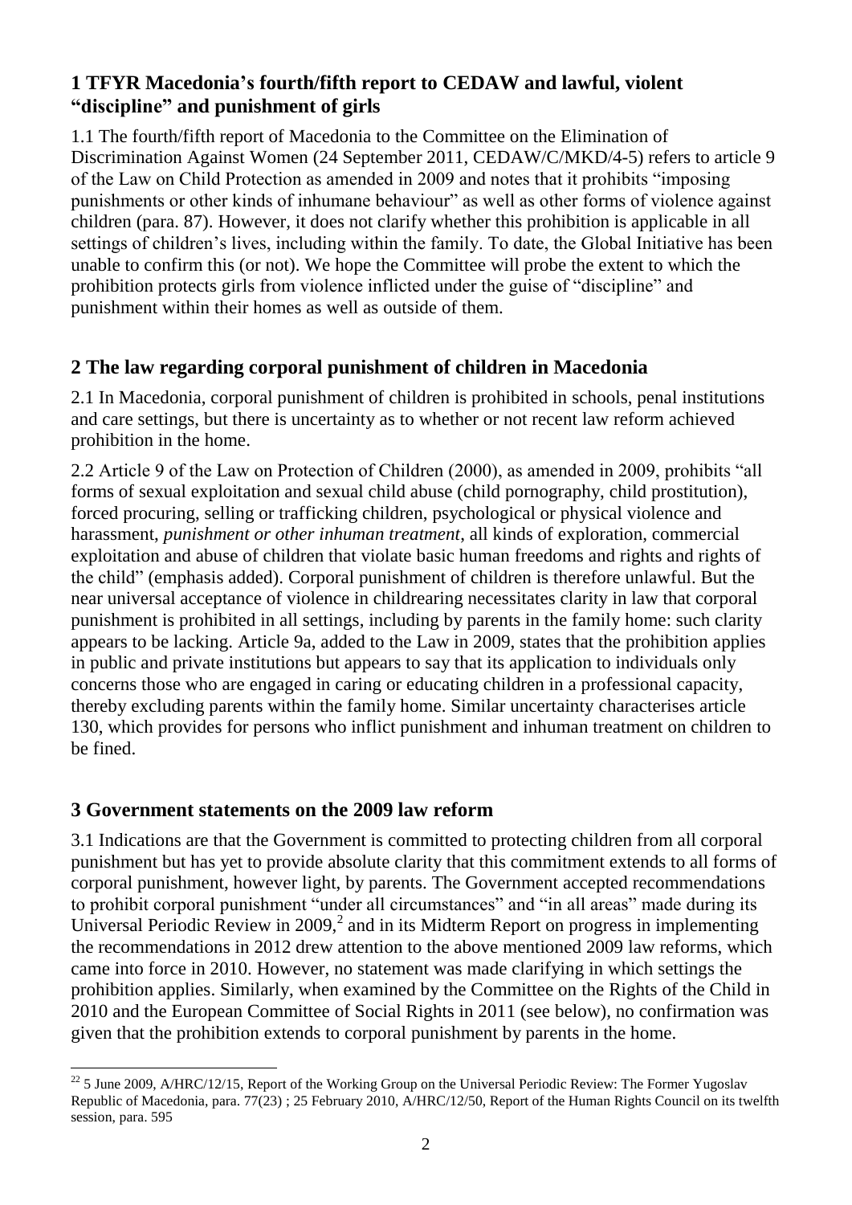## 1 TFYR Macedonia's fourth/fifth report to CEDAW and lawful, violent "discipline" and punishment of girls

1.1 The fourth/fifth report of Macedonia to the Committee on the Elimination of Discrimination Against Women (24 September 2011, CEDAW/C/MKD/4-5) refers to article 9 of the Law on Child Protection as amended in 2009 and notes that it prohibits "imposing punishments or other kinds of inhumane behaviour" as well as other forms of violence against children (para. 87). However, it does not clarify whether this prohibition is applicable in all settings of children's lives, including within the family. To date, the Global Initiative has been unable to confirm this (or not). We hope the Committee will probe the extent to which the prohibition protects girls from violence inflicted under the guise of "discipline" and punishment within their homes as well as outside of them.

## 2 The law regarding corporal punishment of children in Macedonia

2.1 In Macedonia, corporal punishment of children is prohibited in schools, penal institutions and care settings, but there is uncertainty as to whether or not recent law reform achieved prohibition in the home.

2.2 Article 9 of the Law on Protection of Children (2000), as amended in 2009, prohibits "all forms of sexual exploitation and sexual child abuse (child pornography, child prostitution), forced procuring, selling or trafficking children, psychological or physical violence and harassment, *punishment or other inhuman treatment*, all kinds of exploration, commercial exploitation and abuse of children that violate basic human freedoms and rights and rights of the child" (emphasis added). Corporal punishment of children is therefore unlawful. But the near universal acceptance of violence in childrearing necessitates clarity in law that corporal punishment is prohibited in all settings, including by parents in the family home: such clarity appears to be lacking. Article 9a, added to the Law in 2009, states that the prohibition applies in public and private institutions but appears to say that its application to individuals only concerns those who are engaged in caring or educating children in a professional capacity, thereby excluding parents within the family home. Similar uncertainty characterises article 130, which provides for persons who inflict punishment and inhuman treatment on children to be fined.

## 3 Government statements on the 2009 law reform

3.1 Indications are that the Government is committed to protecting children from all corporal punishment but has yet to provide absolute clarity that this commitment extends to all forms of corporal punishment, however light, by parents. The Government accepted recommendations to prohibit corporal punishment "under all circumstances" and "in all areas" made during its Universal Periodic Review in 2009,[2] and in its Midterm Report on progress in implementing the recommendations in 2012 drew attention to the above mentioned 2009 law reforms, which came into force in 2010. However, no statement was made clarifying in which settings the prohibition applies. Similarly, when examined by the Committee on the Rights of the Child in 2010 and the European Committee of Social Rights in 2011 (see below), no confirmation was given that the prohibition extends to corporal punishment by parents in the home.

---

[22] 5 June 2009, A/HRC/12/15, Report of the Working Group on the Universal Periodic Review: The Former Yugoslav Republic of Macedonia, para. 77(23) ; 25 February 2010, A/HRC/12/50, Report of the Human Rights Council on its twelfth session, para. 595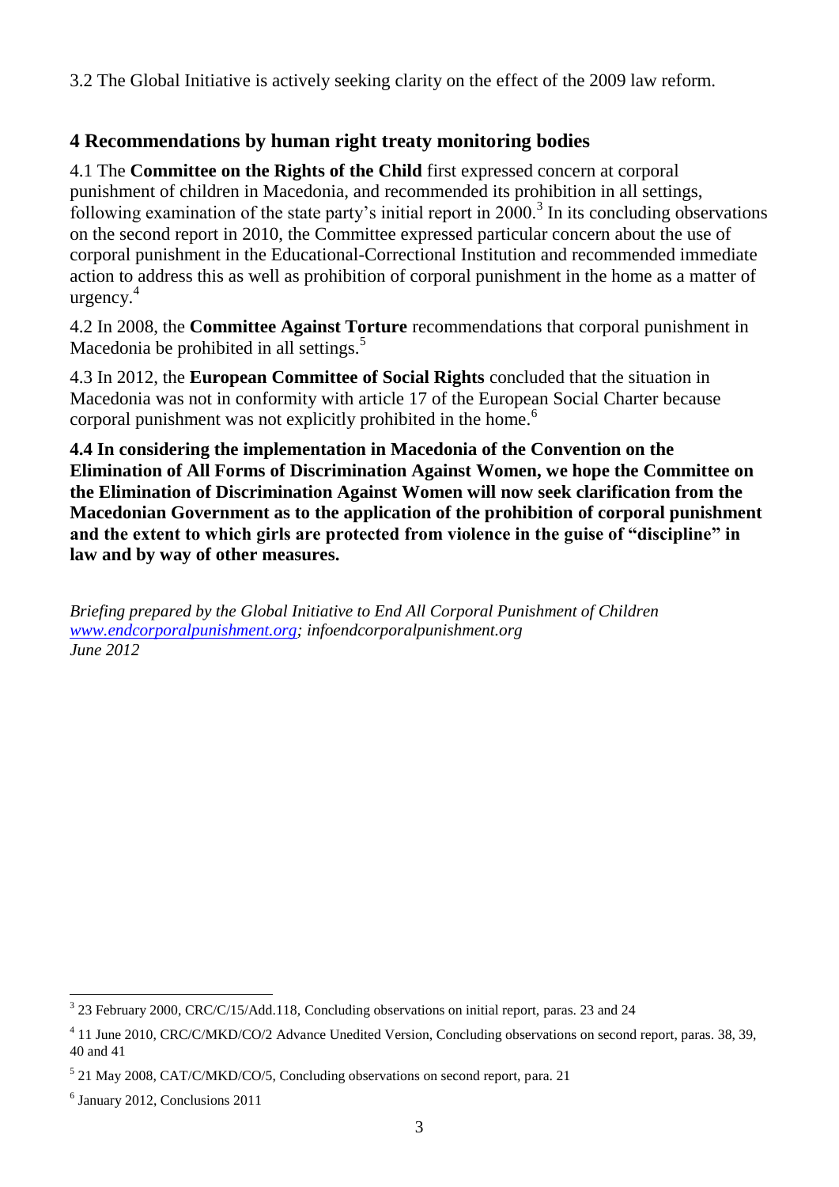3.2 The Global Initiative is actively seeking clarity on the effect of the 2009 law reform.

## 4 Recommendations by human right treaty monitoring bodies

4.1 The **Committee on the Rights of the Child** first expressed concern at corporal punishment of children in Macedonia, and recommended its prohibition in all settings, following examination of the state party's initial report in 2000.[3] In its concluding observations on the second report in 2010, the Committee expressed particular concern about the use of corporal punishment in the Educational-Correctional Institution and recommended immediate action to address this as well as prohibition of corporal punishment in the home as a matter of urgency.[4]

4.2 In 2008, the **Committee Against Torture** recommendations that corporal punishment in Macedonia be prohibited in all settings.[5]

4.3 In 2012, the **European Committee of Social Rights** concluded that the situation in Macedonia was not in conformity with article 17 of the European Social Charter because corporal punishment was not explicitly prohibited in the home.[6]

**4.4 In considering the implementation in Macedonia of the Convention on the Elimination of All Forms of Discrimination Against Women, we hope the Committee on the Elimination of Discrimination Against Women will now seek clarification from the Macedonian Government as to the application of the prohibition of corporal punishment and the extent to which girls are protected from violence in the guise of "discipline" in law and by way of other measures.**

*Briefing prepared by the Global Initiative to End All Corporal Punishment of Children*
*[www.endcorporalpunishment.org](http://www.endcorporalpunishment.org); infoendcorporalpunishment.org*
*June 2012*

---

[3] 23 February 2000, CRC/C/15/Add.118, Concluding observations on initial report, paras. 23 and 24

[4] 11 June 2010, CRC/C/MKD/CO/2 Advance Unedited Version, Concluding observations on second report, paras. 38, 39, 40 and 41

[5] 21 May 2008, CAT/C/MKD/CO/5, Concluding observations on second report, para. 21

[6] January 2012, Conclusions 2011